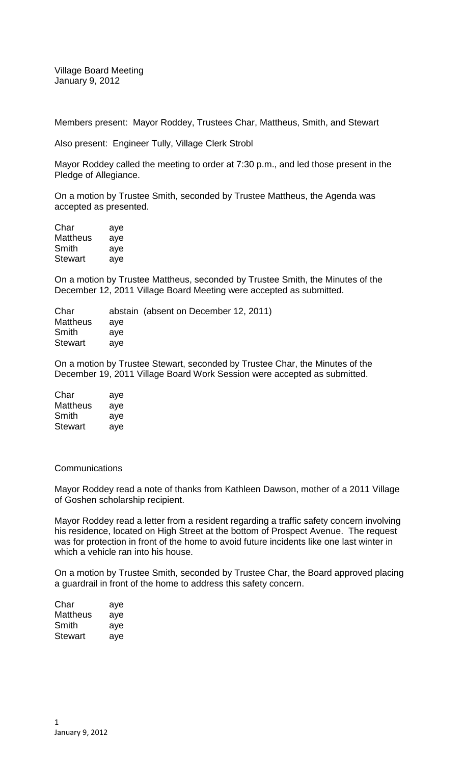Village Board Meeting
January 9, 2012

Members present: Mayor Roddey, Trustees Char, Mattheus, Smith, and Stewart

Also present: Engineer Tully, Village Clerk Strobl

Mayor Roddey called the meeting to order at 7:30 p.m., and led those present in the Pledge of Allegiance.

On a motion by Trustee Smith, seconded by Trustee Mattheus, the Agenda was accepted as presented.

| | |
|---|---|
| Char | aye |
| Mattheus | aye |
| Smith | aye |
| Stewart | aye |

On a motion by Trustee Mattheus, seconded by Trustee Smith, the Minutes of the December 12, 2011 Village Board Meeting were accepted as submitted.

| | |
|---|---|
| Char | abstain (absent on December 12, 2011) |
| Mattheus | aye |
| Smith | aye |
| Stewart | aye |

On a motion by Trustee Stewart, seconded by Trustee Char, the Minutes of the December 19, 2011 Village Board Work Session were accepted as submitted.

| | |
|---|---|
| Char | aye |
| Mattheus | aye |
| Smith | aye |
| Stewart | aye |

Communications

Mayor Roddey read a note of thanks from Kathleen Dawson, mother of a 2011 Village of Goshen scholarship recipient.

Mayor Roddey read a letter from a resident regarding a traffic safety concern involving his residence, located on High Street at the bottom of Prospect Avenue. The request was for protection in front of the home to avoid future incidents like one last winter in which a vehicle ran into his house.

On a motion by Trustee Smith, seconded by Trustee Char, the Board approved placing a guardrail in front of the home to address this safety concern.

| | |
|---|---|
| Char | aye |
| Mattheus | aye |
| Smith | aye |
| Stewart | aye |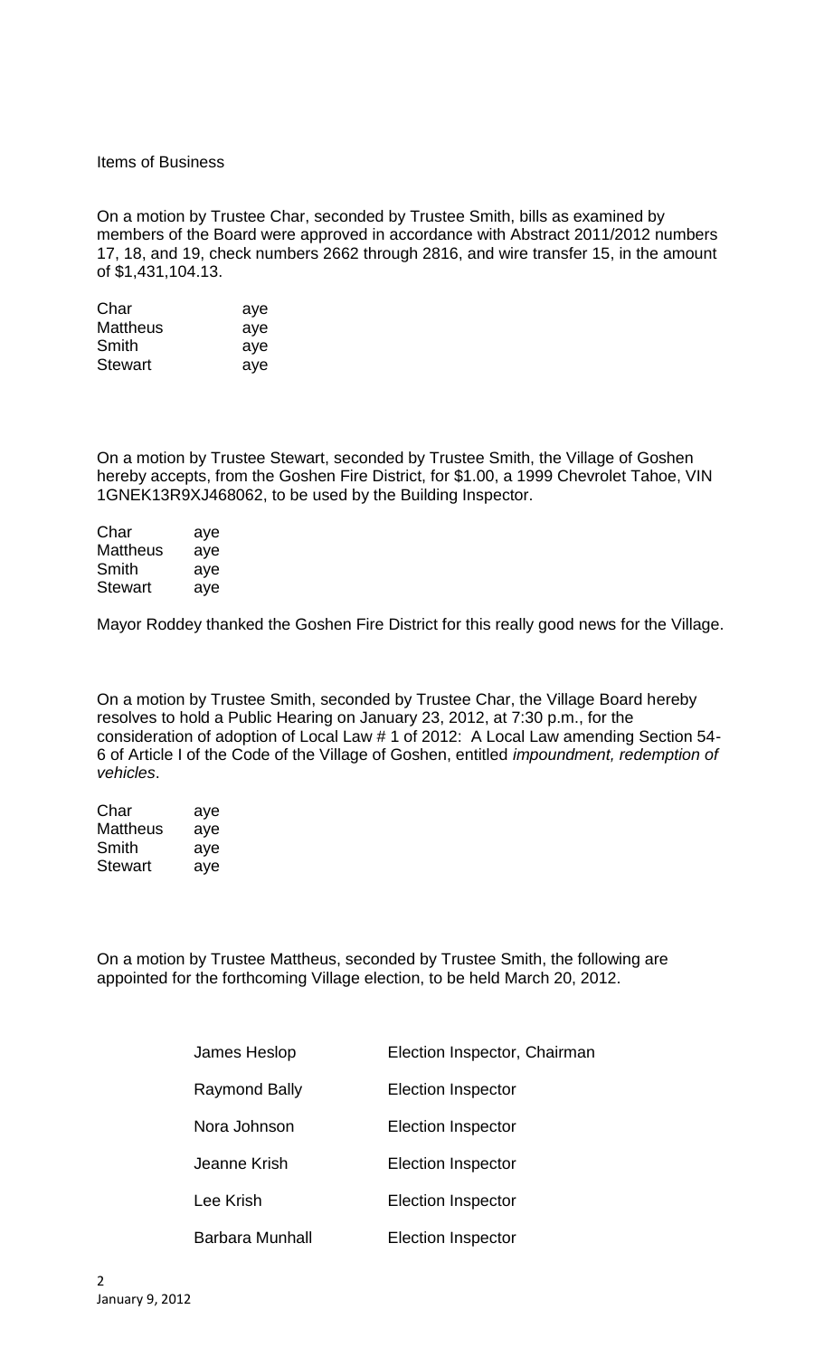Items of Business

On a motion by Trustee Char, seconded by Trustee Smith, bills as examined by members of the Board were approved in accordance with Abstract 2011/2012 numbers 17, 18, and 19, check numbers 2662 through 2816, and wire transfer 15, in the amount of $1,431,104.13.

| | |
|---|---|
| Char | aye |
| Mattheus | aye |
| Smith | aye |
| Stewart | aye |

On a motion by Trustee Stewart, seconded by Trustee Smith, the Village of Goshen hereby accepts, from the Goshen Fire District, for $1.00, a 1999 Chevrolet Tahoe, VIN 1GNEK13R9XJ468062, to be used by the Building Inspector.

| | |
|---|---|
| Char | aye |
| Mattheus | aye |
| Smith | aye |
| Stewart | aye |

Mayor Roddey thanked the Goshen Fire District for this really good news for the Village.

On a motion by Trustee Smith, seconded by Trustee Char, the Village Board hereby resolves to hold a Public Hearing on January 23, 2012, at 7:30 p.m., for the consideration of adoption of Local Law # 1 of 2012: A Local Law amending Section 54-6 of Article I of the Code of the Village of Goshen, entitled *impoundment, redemption of vehicles*.

| | |
|---|---|
| Char | aye |
| Mattheus | aye |
| Smith | aye |
| Stewart | aye |

On a motion by Trustee Mattheus, seconded by Trustee Smith, the following are appointed for the forthcoming Village election, to be held March 20, 2012.

| | |
|---|---|
| James Heslop | Election Inspector, Chairman |
| Raymond Bally | Election Inspector |
| Nora Johnson | Election Inspector |
| Jeanne Krish | Election Inspector |
| Lee Krish | Election Inspector |
| Barbara Munhall | Election Inspector |

January 9, 2012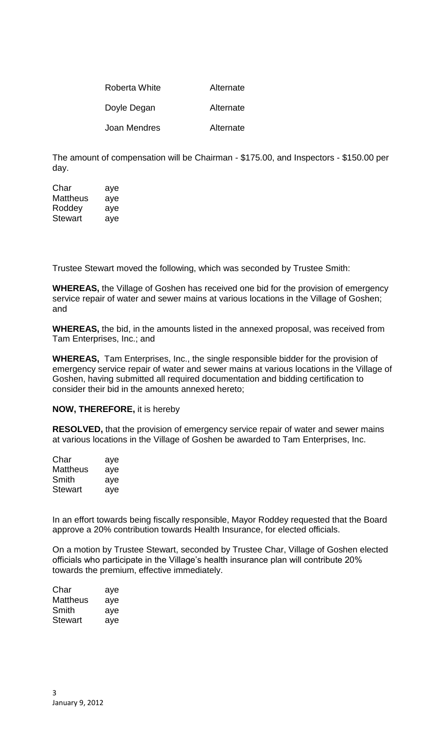| | |
|---|---|
| Roberta White | Alternate |
| Doyle Degan | Alternate |
| Joan Mendres | Alternate |

The amount of compensation will be Chairman - $175.00, and Inspectors - $150.00 per day.

| | |
|---|---|
| Char | aye |
| Mattheus | aye |
| Roddey | aye |
| Stewart | aye |

Trustee Stewart moved the following, which was seconded by Trustee Smith:

**WHEREAS,** the Village of Goshen has received one bid for the provision of emergency service repair of water and sewer mains at various locations in the Village of Goshen; and

**WHEREAS,** the bid, in the amounts listed in the annexed proposal, was received from Tam Enterprises, Inc.; and

**WHEREAS,** Tam Enterprises, Inc., the single responsible bidder for the provision of emergency service repair of water and sewer mains at various locations in the Village of Goshen, having submitted all required documentation and bidding certification to consider their bid in the amounts annexed hereto;

**NOW, THEREFORE,** it is hereby

**RESOLVED,** that the provision of emergency service repair of water and sewer mains at various locations in the Village of Goshen be awarded to Tam Enterprises, Inc.

| | |
|---|---|
| Char | aye |
| Mattheus | aye |
| Smith | aye |
| Stewart | aye |

In an effort towards being fiscally responsible, Mayor Roddey requested that the Board approve a 20% contribution towards Health Insurance, for elected officials.

On a motion by Trustee Stewart, seconded by Trustee Char, Village of Goshen elected officials who participate in the Village's health insurance plan will contribute 20% towards the premium, effective immediately.

| | |
|---|---|
| Char | aye |
| Mattheus | aye |
| Smith | aye |
| Stewart | aye |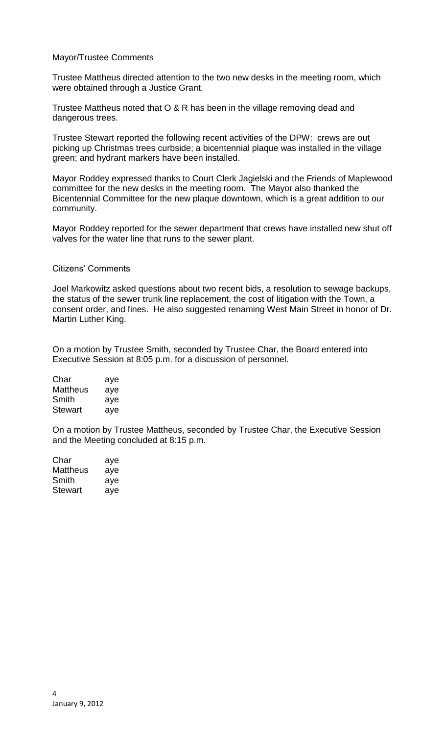Mayor/Trustee Comments

Trustee Mattheus directed attention to the two new desks in the meeting room, which were obtained through a Justice Grant.

Trustee Mattheus noted that O & R has been in the village removing dead and dangerous trees.

Trustee Stewart reported the following recent activities of the DPW: crews are out picking up Christmas trees curbside; a bicentennial plaque was installed in the village green; and hydrant markers have been installed.

Mayor Roddey expressed thanks to Court Clerk Jagielski and the Friends of Maplewood committee for the new desks in the meeting room. The Mayor also thanked the Bicentennial Committee for the new plaque downtown, which is a great addition to our community.

Mayor Roddey reported for the sewer department that crews have installed new shut off valves for the water line that runs to the sewer plant.

Citizens' Comments

Joel Markowitz asked questions about two recent bids, a resolution to sewage backups, the status of the sewer trunk line replacement, the cost of litigation with the Town, a consent order, and fines. He also suggested renaming West Main Street in honor of Dr. Martin Luther King.

On a motion by Trustee Smith, seconded by Trustee Char, the Board entered into Executive Session at 8:05 p.m. for a discussion of personnel.

| | |
|---|---|
| Char | aye |
| Mattheus | aye |
| Smith | aye |
| Stewart | aye |

On a motion by Trustee Mattheus, seconded by Trustee Char, the Executive Session and the Meeting concluded at 8:15 p.m.

| | |
|---|---|
| Char | aye |
| Mattheus | aye |
| Smith | aye |
| Stewart | aye |